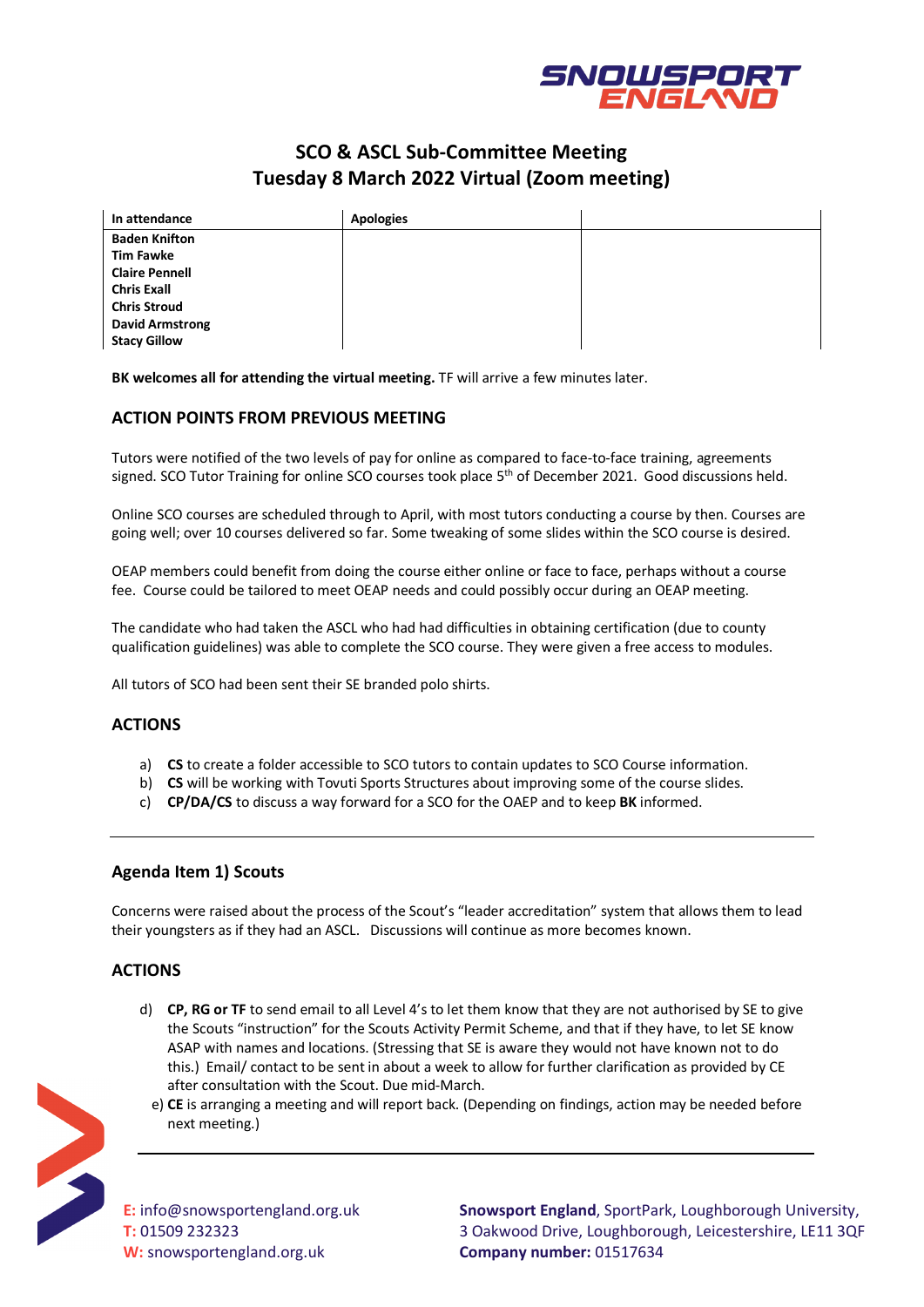# SCO & ASCL Sub-Committee Meeting
# Tuesday 8 March 2022 Virtual (Zoom meeting)

| In attendance | Apologies | |
|---|---|---|
| Baden Knifton<br>Tim Fawke<br>Claire Pennell<br>Chris Exall<br>Chris Stroud<br>David Armstrong<br>Stacy Gillow | | |

**BK welcomes all for attending the virtual meeting.** TF will arrive a few minutes later.

## ACTION POINTS FROM PREVIOUS MEETING

Tutors were notified of the two levels of pay for online as compared to face-to-face training, agreements signed. SCO Tutor Training for online SCO courses took place 5th of December 2021. Good discussions held.

Online SCO courses are scheduled through to April, with most tutors conducting a course by then. Courses are going well; over 10 courses delivered so far. Some tweaking of some slides within the SCO course is desired.

OEAP members could benefit from doing the course either online or face to face, perhaps without a course fee. Course could be tailored to meet OEAP needs and could possibly occur during an OEAP meeting.

The candidate who had taken the ASCL who had had difficulties in obtaining certification (due to county qualification guidelines) was able to complete the SCO course. They were given a free access to modules.

All tutors of SCO had been sent their SE branded polo shirts.

## ACTIONS

a) **CS** to create a folder accessible to SCO tutors to contain updates to SCO Course information.
b) **CS** will be working with Tovuti Sports Structures about improving some of the course slides.
c) **CP/DA/CS** to discuss a way forward for a SCO for the OAEP and to keep **BK** informed.

---

### Agenda Item 1) Scouts

Concerns were raised about the process of the Scout's "leader accreditation" system that allows them to lead their youngsters as if they had an ASCL. Discussions will continue as more becomes known.

## ACTIONS

d) **CP, RG or TF** to send email to all Level 4's to let them know that they are not authorised by SE to give the Scouts "instruction" for the Scouts Activity Permit Scheme, and that if they have, to let SE know ASAP with names and locations. (Stressing that SE is aware they would not have known not to do this.) Email/ contact to be sent in about a week to allow for further clarification as provided by CE after consultation with the Scout. Due mid-March.
e) **CE** is arranging a meeting and will report back. (Depending on findings, action may be needed before next meeting.)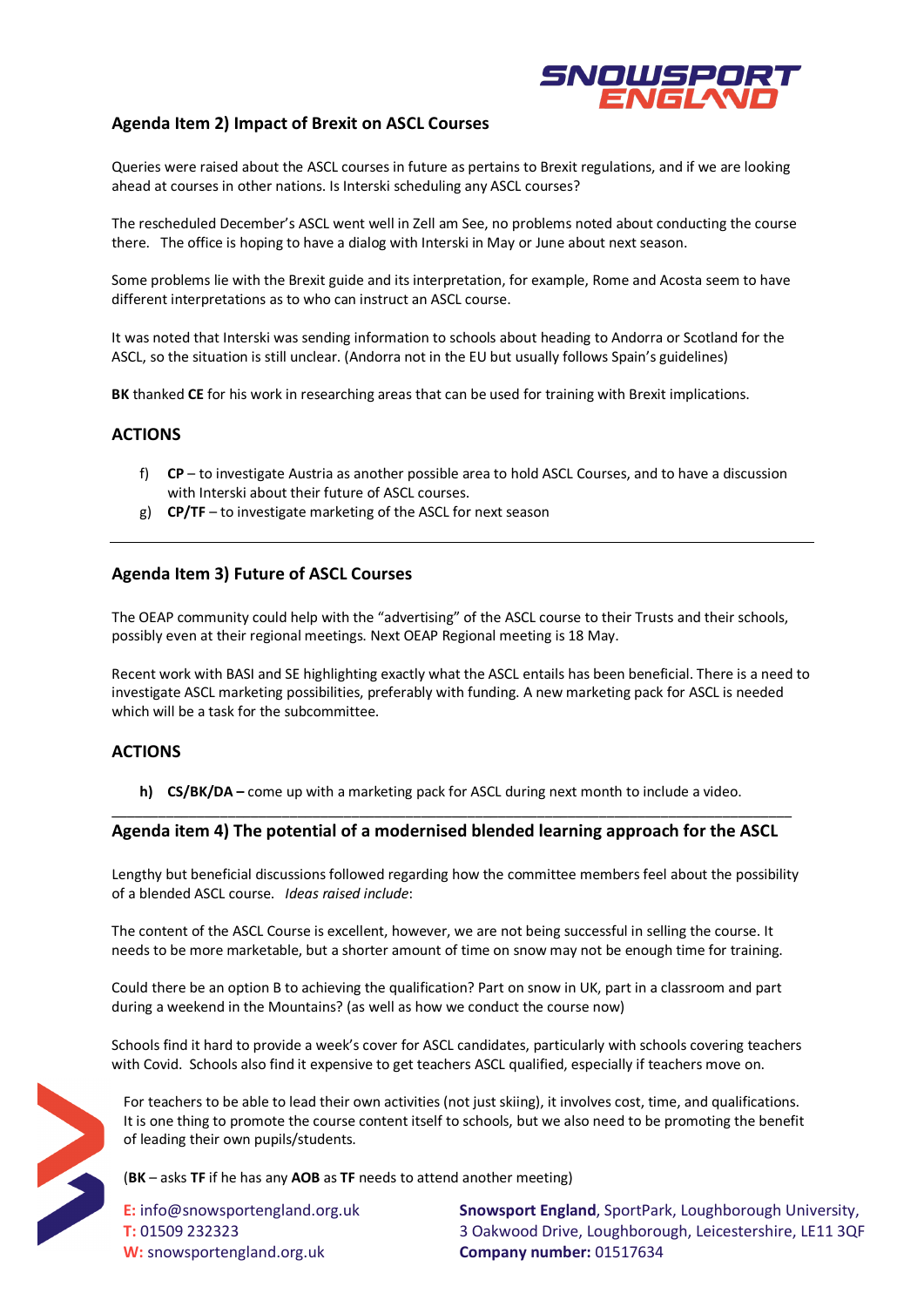## Agenda Item 2) Impact of Brexit on ASCL Courses

Queries were raised about the ASCL courses in future as pertains to Brexit regulations, and if we are looking ahead at courses in other nations. Is Interski scheduling any ASCL courses?

The rescheduled December's ASCL went well in Zell am See, no problems noted about conducting the course there. The office is hoping to have a dialog with Interski in May or June about next season.

Some problems lie with the Brexit guide and its interpretation, for example, Rome and Acosta seem to have different interpretations as to who can instruct an ASCL course.

It was noted that Interski was sending information to schools about heading to Andorra or Scotland for the ASCL, so the situation is still unclear. (Andorra not in the EU but usually follows Spain's guidelines)

**BK** thanked **CE** for his work in researching areas that can be used for training with Brexit implications.

### ACTIONS

f) **CP** – to investigate Austria as another possible area to hold ASCL Courses, and to have a discussion with Interski about their future of ASCL courses.
g) **CP/TF** – to investigate marketing of the ASCL for next season

---

## Agenda Item 3) Future of ASCL Courses

The OEAP community could help with the "advertising" of the ASCL course to their Trusts and their schools, possibly even at their regional meetings. Next OEAP Regional meeting is 18 May.

Recent work with BASI and SE highlighting exactly what the ASCL entails has been beneficial. There is a need to investigate ASCL marketing possibilities, preferably with funding. A new marketing pack for ASCL is needed which will be a task for the subcommittee.

### ACTIONS

**h) CS/BK/DA –** come up with a marketing pack for ASCL during next month to include a video.

---

## Agenda item 4) The potential of a modernised blended learning approach for the ASCL

Lengthy but beneficial discussions followed regarding how the committee members feel about the possibility of a blended ASCL course. *Ideas raised include*:

The content of the ASCL Course is excellent, however, we are not being successful in selling the course. It needs to be more marketable, but a shorter amount of time on snow may not be enough time for training.

Could there be an option B to achieving the qualification? Part on snow in UK, part in a classroom and part during a weekend in the Mountains? (as well as how we conduct the course now)

Schools find it hard to provide a week's cover for ASCL candidates, particularly with schools covering teachers with Covid. Schools also find it expensive to get teachers ASCL qualified, especially if teachers move on.

For teachers to be able to lead their own activities (not just skiing), it involves cost, time, and qualifications. It is one thing to promote the course content itself to schools, but we also need to be promoting the benefit of leading their own pupils/students.

(**BK** – asks **TF** if he has any **AOB** as **TF** needs to attend another meeting)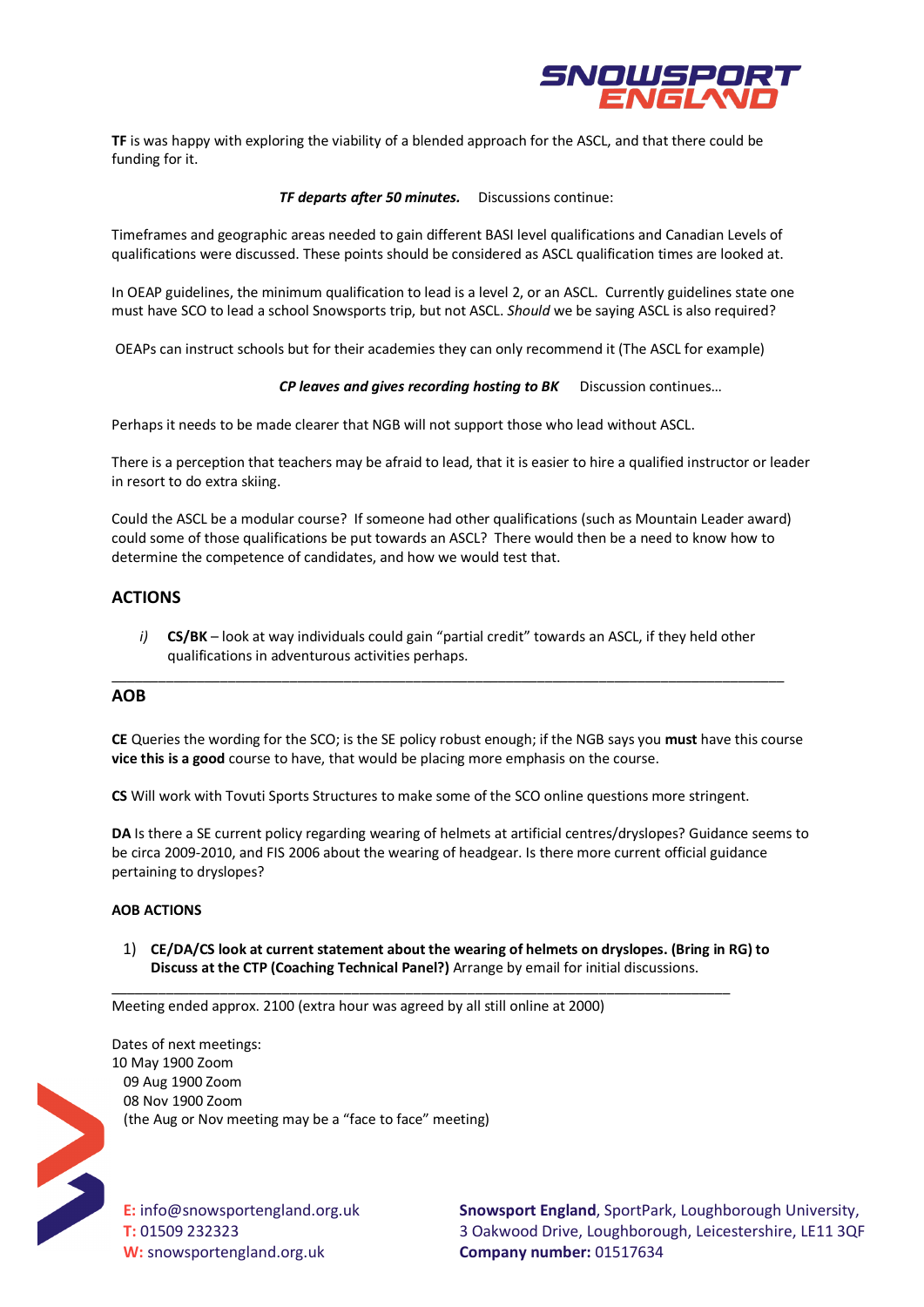**TF** is was happy with exploring the viability of a blended approach for the ASCL, and that there could be funding for it.

***TF departs after 50 minutes.*** Discussions continue:

Timeframes and geographic areas needed to gain different BASI level qualifications and Canadian Levels of qualifications were discussed. These points should be considered as ASCL qualification times are looked at.

In OEAP guidelines, the minimum qualification to lead is a level 2, or an ASCL. Currently guidelines state one must have SCO to lead a school Snowsports trip, but not ASCL. *Should* we be saying ASCL is also required?

OEAPs can instruct schools but for their academies they can only recommend it (The ASCL for example)

***CP leaves and gives recording hosting to BK*** Discussion continues…

Perhaps it needs to be made clearer that NGB will not support those who lead without ASCL.

There is a perception that teachers may be afraid to lead, that it is easier to hire a qualified instructor or leader in resort to do extra skiing.

Could the ASCL be a modular course? If someone had other qualifications (such as Mountain Leader award) could some of those qualifications be put towards an ASCL? There would then be a need to know how to determine the competence of candidates, and how we would test that.

## ACTIONS

*i)* **CS/BK** – look at way individuals could gain "partial credit" towards an ASCL, if they held other qualifications in adventurous activities perhaps.

---

## AOB

**CE** Queries the wording for the SCO; is the SE policy robust enough; if the NGB says you **must** have this course **vice this is a good** course to have, that would be placing more emphasis on the course.

**CS** Will work with Tovuti Sports Structures to make some of the SCO online questions more stringent.

**DA** Is there a SE current policy regarding wearing of helmets at artificial centres/dryslopes? Guidance seems to be circa 2009-2010, and FIS 2006 about the wearing of headgear. Is there more current official guidance pertaining to dryslopes?

**AOB ACTIONS**

1) **CE/DA/CS look at current statement about the wearing of helmets on dryslopes. (Bring in RG) to Discuss at the CTP (Coaching Technical Panel?)** Arrange by email for initial discussions.

---

Meeting ended approx. 2100 (extra hour was agreed by all still online at 2000)

Dates of next meetings:
10 May 1900 Zoom
09 Aug 1900 Zoom
08 Nov 1900 Zoom
(the Aug or Nov meeting may be a "face to face" meeting)